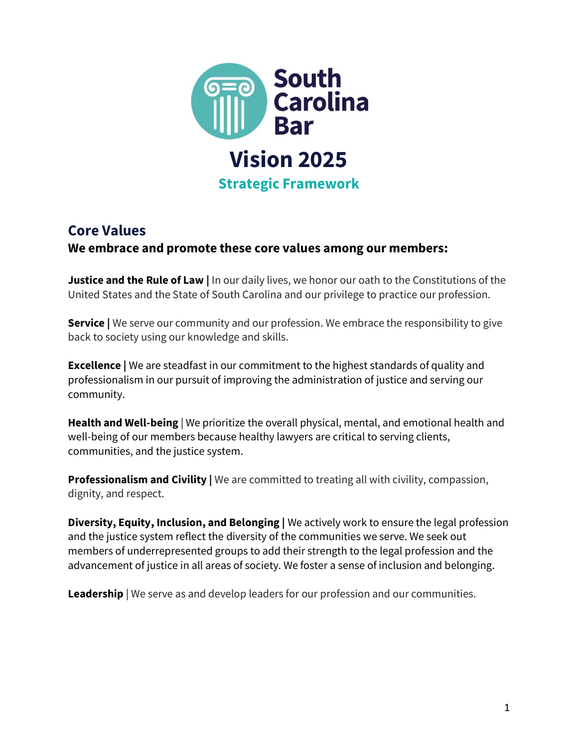# South Carolina Bar

# Vision 2025

## Strategic Framework

## Core Values

**We embrace and promote these core values among our members:**

**Justice and the Rule of Law |** In our daily lives, we honor our oath to the Constitutions of the United States and the State of South Carolina and our privilege to practice our profession.

**Service |** We serve our community and our profession. We embrace the responsibility to give back to society using our knowledge and skills.

**Excellence |** We are steadfast in our commitment to the highest standards of quality and professionalism in our pursuit of improving the administration of justice and serving our community.

**Health and Well-being** | We prioritize the overall physical, mental, and emotional health and well-being of our members because healthy lawyers are critical to serving clients, communities, and the justice system.

**Professionalism and Civility |** We are committed to treating all with civility, compassion, dignity, and respect.

**Diversity, Equity, Inclusion, and Belonging |** We actively work to ensure the legal profession and the justice system reflect the diversity of the communities we serve. We seek out members of underrepresented groups to add their strength to the legal profession and the advancement of justice in all areas of society. We foster a sense of inclusion and belonging.

**Leadership** | We serve as and develop leaders for our profession and our communities.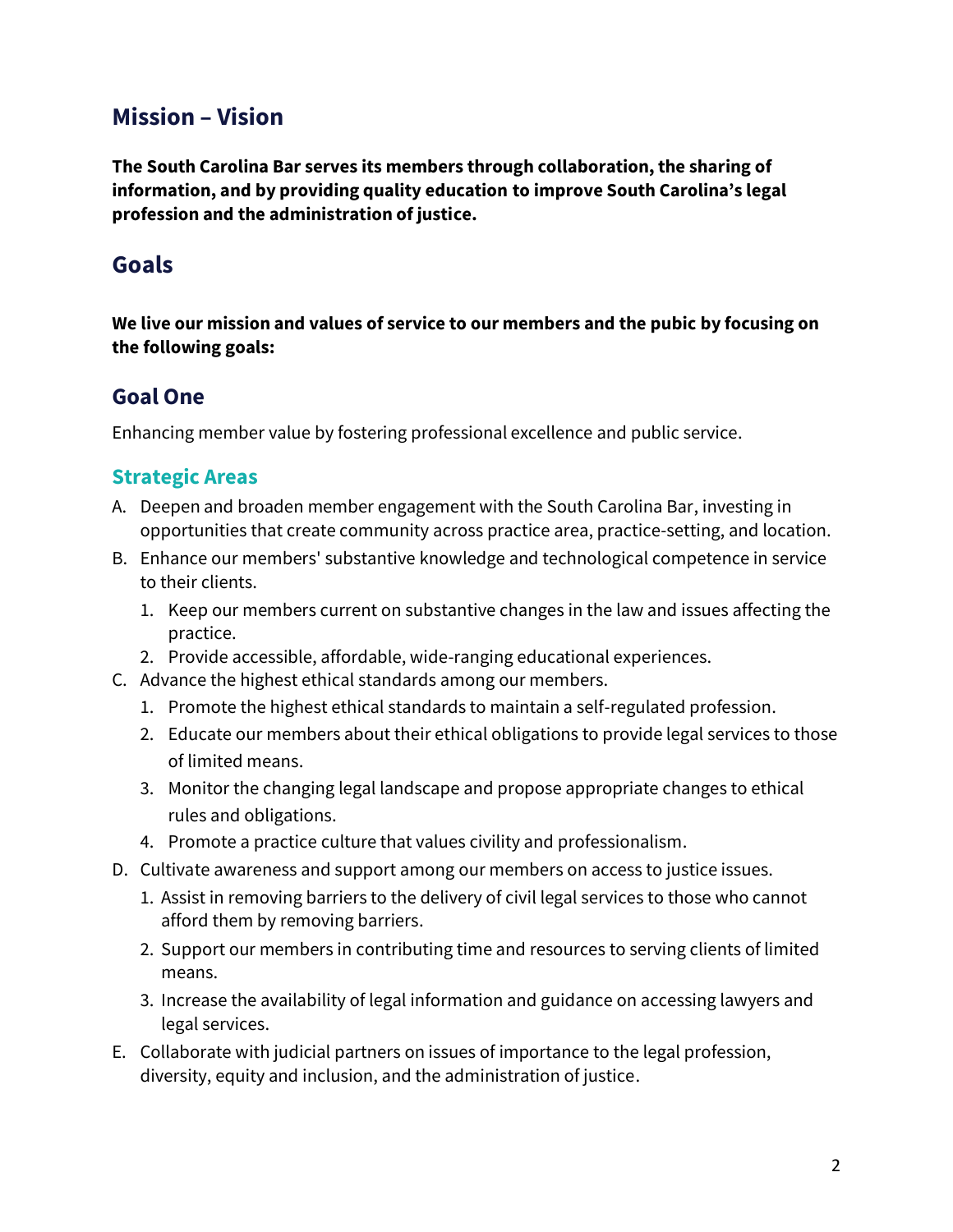## Mission – Vision

**The South Carolina Bar serves its members through collaboration, the sharing of information, and by providing quality education to improve South Carolina's legal profession and the administration of justice.**

## Goals

**We live our mission and values of service to our members and the pubic by focusing on the following goals:**

### Goal One

Enhancing member value by fostering professional excellence and public service.

#### Strategic Areas

A. Deepen and broaden member engagement with the South Carolina Bar, investing in opportunities that create community across practice area, practice-setting, and location.

B. Enhance our members' substantive knowledge and technological competence in service to their clients.

   1. Keep our members current on substantive changes in the law and issues affecting the practice.
   2. Provide accessible, affordable, wide-ranging educational experiences.

C. Advance the highest ethical standards among our members.

   1. Promote the highest ethical standards to maintain a self-regulated profession.
   2. Educate our members about their ethical obligations to provide legal services to those of limited means.
   3. Monitor the changing legal landscape and propose appropriate changes to ethical rules and obligations.
   4. Promote a practice culture that values civility and professionalism.

D. Cultivate awareness and support among our members on access to justice issues.

   1. Assist in removing barriers to the delivery of civil legal services to those who cannot afford them by removing barriers.
   2. Support our members in contributing time and resources to serving clients of limited means.
   3. Increase the availability of legal information and guidance on accessing lawyers and legal services.

E. Collaborate with judicial partners on issues of importance to the legal profession, diversity, equity and inclusion, and the administration of justice.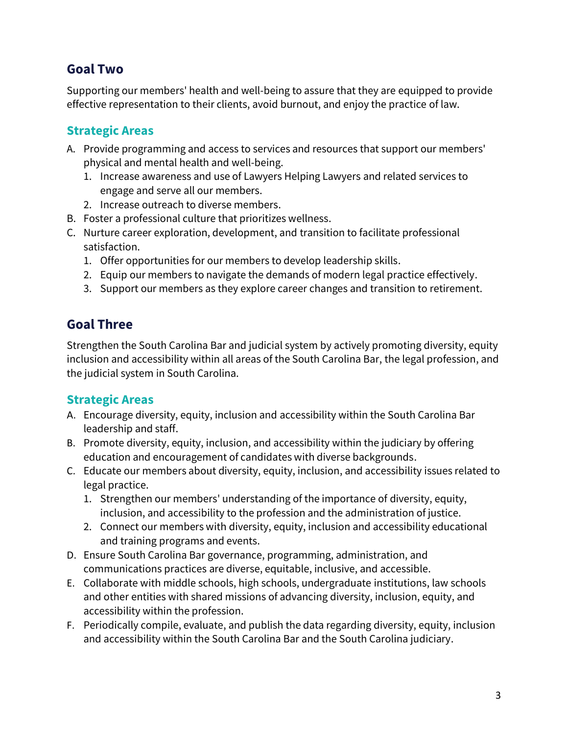## Goal Two

Supporting our members' health and well-being to assure that they are equipped to provide effective representation to their clients, avoid burnout, and enjoy the practice of law.

### Strategic Areas

A. Provide programming and access to services and resources that support our members' physical and mental health and well-being.
   1. Increase awareness and use of Lawyers Helping Lawyers and related services to engage and serve all our members.
   2. Increase outreach to diverse members.

B. Foster a professional culture that prioritizes wellness.

C. Nurture career exploration, development, and transition to facilitate professional satisfaction.
   1. Offer opportunities for our members to develop leadership skills.
   2. Equip our members to navigate the demands of modern legal practice effectively.
   3. Support our members as they explore career changes and transition to retirement.

## Goal Three

Strengthen the South Carolina Bar and judicial system by actively promoting diversity, equity inclusion and accessibility within all areas of the South Carolina Bar, the legal profession, and the judicial system in South Carolina.

### Strategic Areas

A. Encourage diversity, equity, inclusion and accessibility within the South Carolina Bar leadership and staff.

B. Promote diversity, equity, inclusion, and accessibility within the judiciary by offering education and encouragement of candidates with diverse backgrounds.

C. Educate our members about diversity, equity, inclusion, and accessibility issues related to legal practice.
   1. Strengthen our members' understanding of the importance of diversity, equity, inclusion, and accessibility to the profession and the administration of justice.
   2. Connect our members with diversity, equity, inclusion and accessibility educational and training programs and events.

D. Ensure South Carolina Bar governance, programming, administration, and communications practices are diverse, equitable, inclusive, and accessible.

E. Collaborate with middle schools, high schools, undergraduate institutions, law schools and other entities with shared missions of advancing diversity, inclusion, equity, and accessibility within the profession.

F. Periodically compile, evaluate, and publish the data regarding diversity, equity, inclusion and accessibility within the South Carolina Bar and the South Carolina judiciary.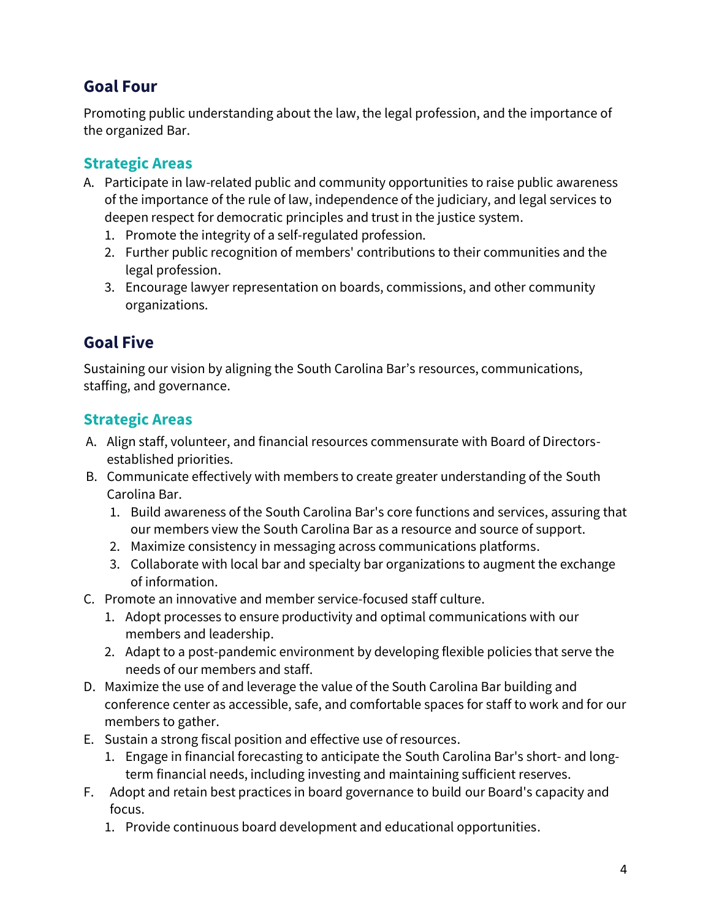## Goal Four

Promoting public understanding about the law, the legal profession, and the importance of the organized Bar.

### Strategic Areas

A. Participate in law-related public and community opportunities to raise public awareness of the importance of the rule of law, independence of the judiciary, and legal services to deepen respect for democratic principles and trust in the justice system.
   1. Promote the integrity of a self-regulated profession.
   2. Further public recognition of members' contributions to their communities and the legal profession.
   3. Encourage lawyer representation on boards, commissions, and other community organizations.

## Goal Five

Sustaining our vision by aligning the South Carolina Bar's resources, communications, staffing, and governance.

### Strategic Areas

A. Align staff, volunteer, and financial resources commensurate with Board of Directors-established priorities.

B. Communicate effectively with members to create greater understanding of the South Carolina Bar.
   1. Build awareness of the South Carolina Bar's core functions and services, assuring that our members view the South Carolina Bar as a resource and source of support.
   2. Maximize consistency in messaging across communications platforms.
   3. Collaborate with local bar and specialty bar organizations to augment the exchange of information.

C. Promote an innovative and member service-focused staff culture.
   1. Adopt processes to ensure productivity and optimal communications with our members and leadership.
   2. Adapt to a post-pandemic environment by developing flexible policies that serve the needs of our members and staff.

D. Maximize the use of and leverage the value of the South Carolina Bar building and conference center as accessible, safe, and comfortable spaces for staff to work and for our members to gather.

E. Sustain a strong fiscal position and effective use of resources.
   1. Engage in financial forecasting to anticipate the South Carolina Bar's short- and long-term financial needs, including investing and maintaining sufficient reserves.

F. Adopt and retain best practices in board governance to build our Board's capacity and focus.
   1. Provide continuous board development and educational opportunities.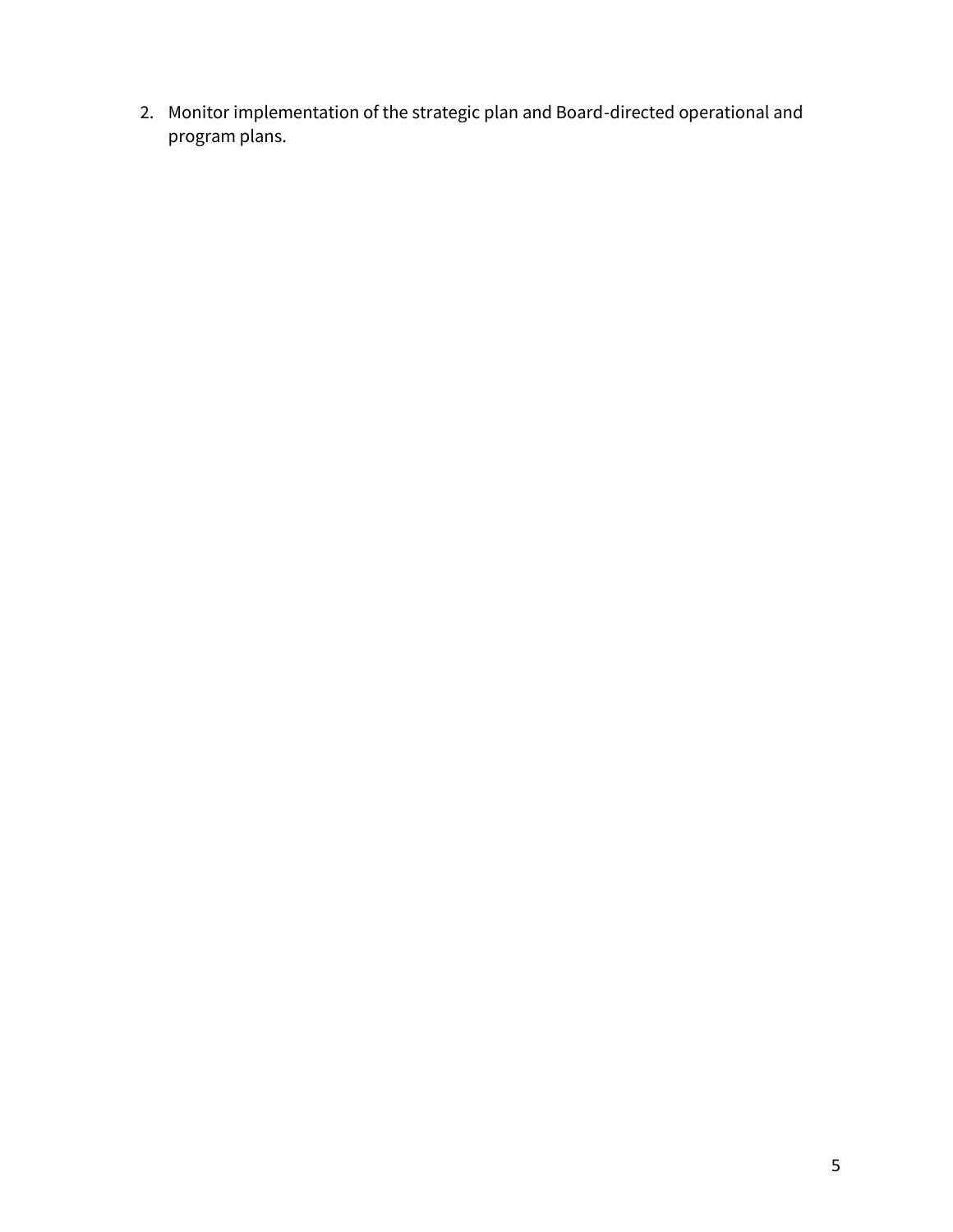2. Monitor implementation of the strategic plan and Board-directed operational and program plans.